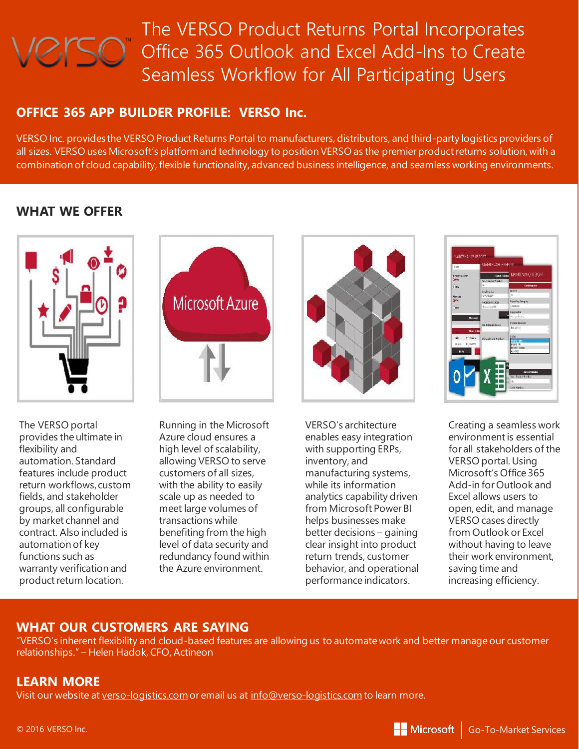# The VERSO Product Returns Portal Incorporates Office 365 Outlook and Excel Add-Ins to Create Seamless Workflow for All Participating Users

## OFFICE 365 APP BUILDER PROFILE: VERSO Inc.

VERSO Inc. provides the VERSO Product Returns Portal to manufacturers, distributors, and third-party logistics providers of all sizes. VERSO uses Microsoft's platform and technology to position VERSO as the premier product returns solution, with a combination of cloud capability, flexible functionality, advanced business intelligence, and seamless working environments.

## WHAT WE OFFER

The VERSO portal provides the ultimate in flexibility and automation. Standard features include product return workflows, custom fields, and stakeholder groups, all configurable by market channel and contract. Also included is automation of key functions such as warranty verification and product return location.

Running in the Microsoft Azure cloud ensures a high level of scalability, allowing VERSO to serve customers of all sizes, with the ability to easily scale up as needed to meet large volumes of transactions while benefiting from the high level of data security and redundancy found within the Azure environment.

VERSO's architecture enables easy integration with supporting ERPs, inventory, and manufacturing systems, while its information analytics capability driven from Microsoft Power BI helps businesses make better decisions – gaining clear insight into product return trends, customer behavior, and operational performance indicators.

Creating a seamless work environment is essential for all stakeholders of the VERSO portal. Using Microsoft's Office 365 Add-in for Outlook and Excel allows users to open, edit, and manage VERSO cases directly from Outlook or Excel without having to leave their work environment, saving time and increasing efficiency.

## WHAT OUR CUSTOMERS ARE SAYING

"VERSO's inherent flexibility and cloud-based features are allowing us to automate work and better manage our customer relationships." – Helen Hadok, CFO, Actineon

## LEARN MORE

Visit our website at verso-logistics.com or email us at info@verso-logistics.com to learn more.

© 2016 VERSO Inc.

Microsoft | Go-To-Market Services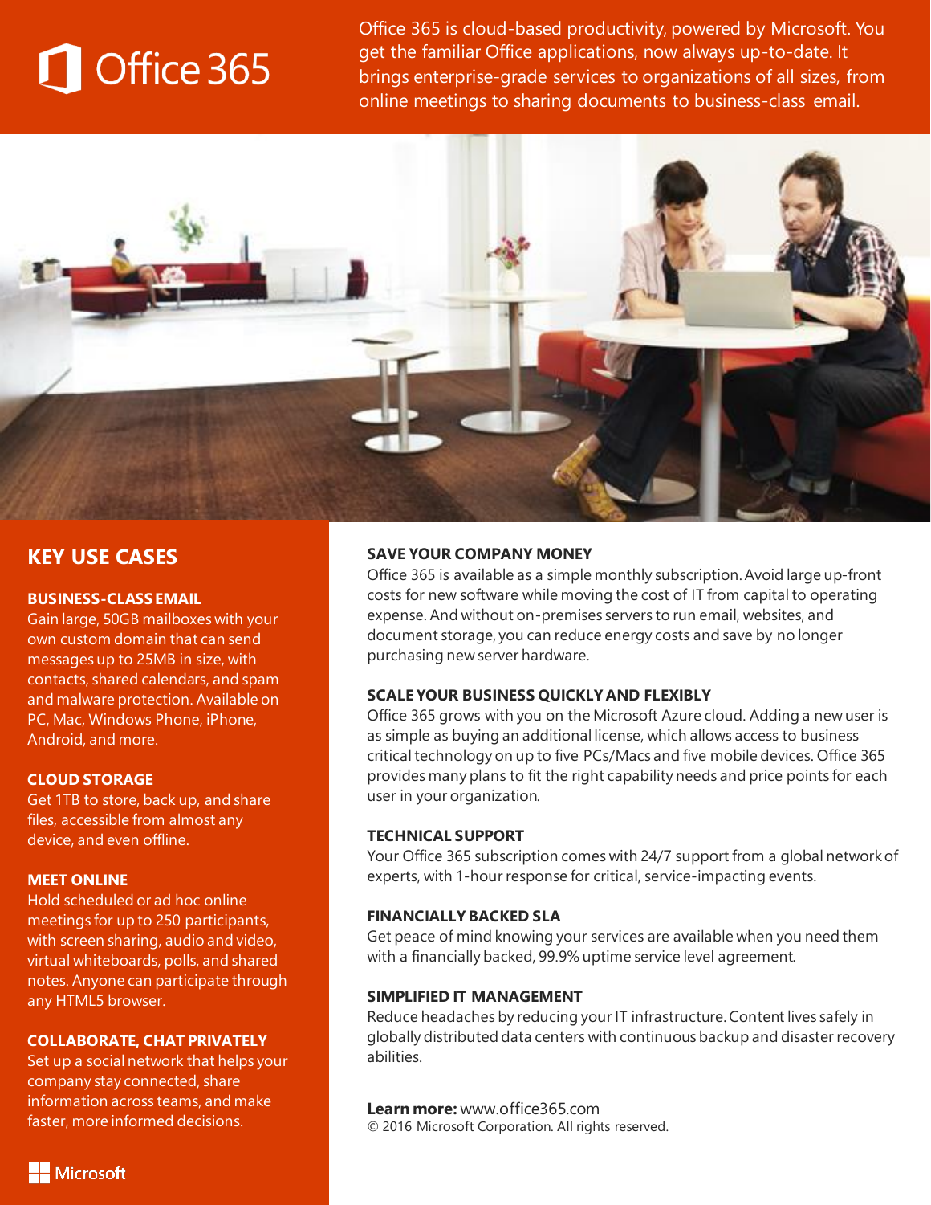# Office 365

Office 365 is cloud-based productivity, powered by Microsoft. You get the familiar Office applications, now always up-to-date. It brings enterprise-grade services to organizations of all sizes, from online meetings to sharing documents to business-class email.

## KEY USE CASES

### BUSINESS-CLASS EMAIL

Gain large, 50GB mailboxes with your own custom domain that can send messages up to 25MB in size, with contacts, shared calendars, and spam and malware protection. Available on PC, Mac, Windows Phone, iPhone, Android, and more.

### CLOUD STORAGE

Get 1TB to store, back up, and share files, accessible from almost any device, and even offline.

### MEET ONLINE

Hold scheduled or ad hoc online meetings for up to 250 participants, with screen sharing, audio and video, virtual whiteboards, polls, and shared notes. Anyone can participate through any HTML5 browser.

### COLLABORATE, CHAT PRIVATELY

Set up a social network that helps your company stay connected, share information across teams, and make faster, more informed decisions.

### SAVE YOUR COMPANY MONEY

Office 365 is available as a simple monthly subscription. Avoid large up-front costs for new software while moving the cost of IT from capital to operating expense. And without on-premises servers to run email, websites, and document storage, you can reduce energy costs and save by no longer purchasing new server hardware.

### SCALE YOUR BUSINESS QUICKLY AND FLEXIBLY

Office 365 grows with you on the Microsoft Azure cloud. Adding a new user is as simple as buying an additional license, which allows access to business critical technology on up to five PCs/Macs and five mobile devices. Office 365 provides many plans to fit the right capability needs and price points for each user in your organization.

### TECHNICAL SUPPORT

Your Office 365 subscription comes with 24/7 support from a global network of experts, with 1-hour response for critical, service-impacting events.

### FINANCIALLY BACKED SLA

Get peace of mind knowing your services are available when you need them with a financially backed, 99.9% uptime service level agreement.

### SIMPLIFIED IT MANAGEMENT

Reduce headaches by reducing your IT infrastructure. Content lives safely in globally distributed data centers with continuous backup and disaster recovery abilities.

**Learn more:** www.office365.com

© 2016 Microsoft Corporation. All rights reserved.

Microsoft